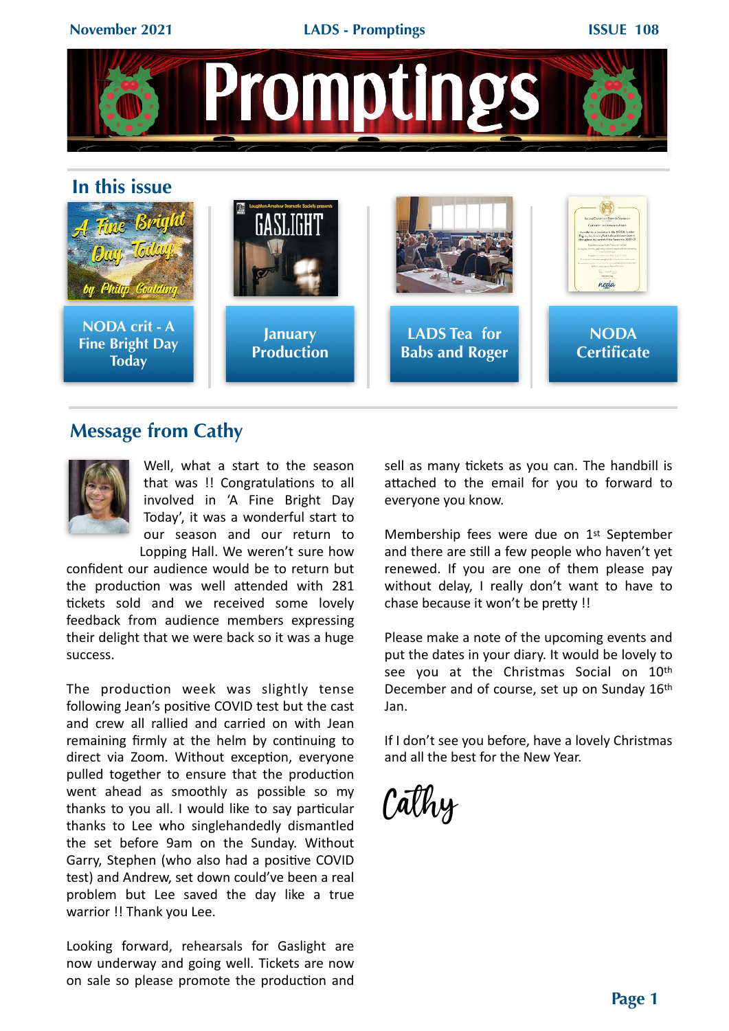# Promptings

## In this issue

- NODA crit - A Fine Bright Day Today
- January Production
- LADS Tea for Babs and Roger
- NODA Certificate

## Message from Cathy

Well, what a start to the season that was !! Congratulations to all involved in 'A Fine Bright Day Today', it was a wonderful start to our season and our return to Lopping Hall. We weren't sure how confident our audience would be to return but the production was well attended with 281 tickets sold and we received some lovely feedback from audience members expressing their delight that we were back so it was a huge success.

The production week was slightly tense following Jean's positive COVID test but the cast and crew all rallied and carried on with Jean remaining firmly at the helm by continuing to direct via Zoom. Without exception, everyone pulled together to ensure that the production went ahead as smoothly as possible so my thanks to you all. I would like to say particular thanks to Lee who singlehandedly dismantled the set before 9am on the Sunday. Without Garry, Stephen (who also had a positive COVID test) and Andrew, set down could've been a real problem but Lee saved the day like a true warrior !! Thank you Lee.

Looking forward, rehearsals for Gaslight are now underway and going well. Tickets are now on sale so please promote the production and sell as many tickets as you can. The handbill is attached to the email for you to forward to everyone you know.

Membership fees were due on 1st September and there are still a few people who haven't yet renewed. If you are one of them please pay without delay, I really don't want to have to chase because it won't be pretty !!

Please make a note of the upcoming events and put the dates in your diary. It would be lovely to see you at the Christmas Social on 10th December and of course, set up on Sunday 16th Jan.

If I don't see you before, have a lovely Christmas and all the best for the New Year.

Cathy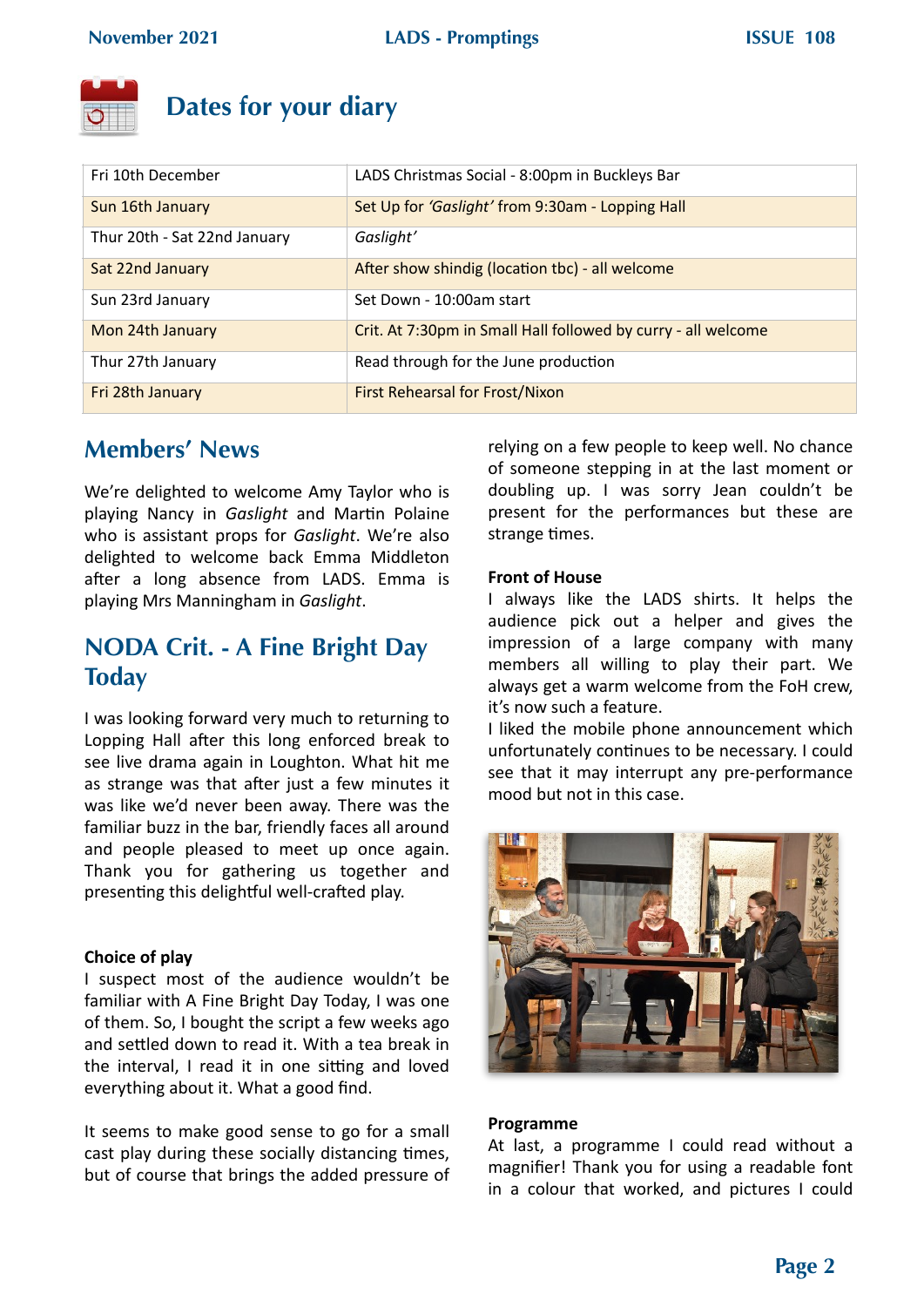# Dates for your diary

| | |
|---|---|
| Fri 10th December | LADS Christmas Social - 8:00pm in Buckleys Bar |
| Sun 16th January | Set Up for *'Gaslight'* from 9:30am - Lopping Hall |
| Thur 20th - Sat 22nd January | *Gaslight'* |
| Sat 22nd January | After show shindig (location tbc) - all welcome |
| Sun 23rd January | Set Down - 10:00am start |
| Mon 24th January | Crit. At 7:30pm in Small Hall followed by curry - all welcome |
| Thur 27th January | Read through for the June production |
| Fri 28th January | First Rehearsal for Frost/Nixon |

## Members' News

We're delighted to welcome Amy Taylor who is playing Nancy in *Gaslight* and Martin Polaine who is assistant props for *Gaslight*. We're also delighted to welcome back Emma Middleton after a long absence from LADS. Emma is playing Mrs Manningham in *Gaslight*.

## NODA Crit. - A Fine Bright Day Today

I was looking forward very much to returning to Lopping Hall after this long enforced break to see live drama again in Loughton. What hit me as strange was that after just a few minutes it was like we'd never been away. There was the familiar buzz in the bar, friendly faces all around and people pleased to meet up once again. Thank you for gathering us together and presenting this delightful well-crafted play.

**Choice of play**

I suspect most of the audience wouldn't be familiar with A Fine Bright Day Today, I was one of them. So, I bought the script a few weeks ago and settled down to read it. With a tea break in the interval, I read it in one sitting and loved everything about it. What a good find.

It seems to make good sense to go for a small cast play during these socially distancing times, but of course that brings the added pressure of relying on a few people to keep well. No chance of someone stepping in at the last moment or doubling up. I was sorry Jean couldn't be present for the performances but these are strange times.

**Front of House**

I always like the LADS shirts. It helps the audience pick out a helper and gives the impression of a large company with many members all willing to play their part. We always get a warm welcome from the FoH crew, it's now such a feature.

I liked the mobile phone announcement which unfortunately continues to be necessary. I could see that it may interrupt any pre-performance mood but not in this case.

**Programme**

At last, a programme I could read without a magnifier! Thank you for using a readable font in a colour that worked, and pictures I could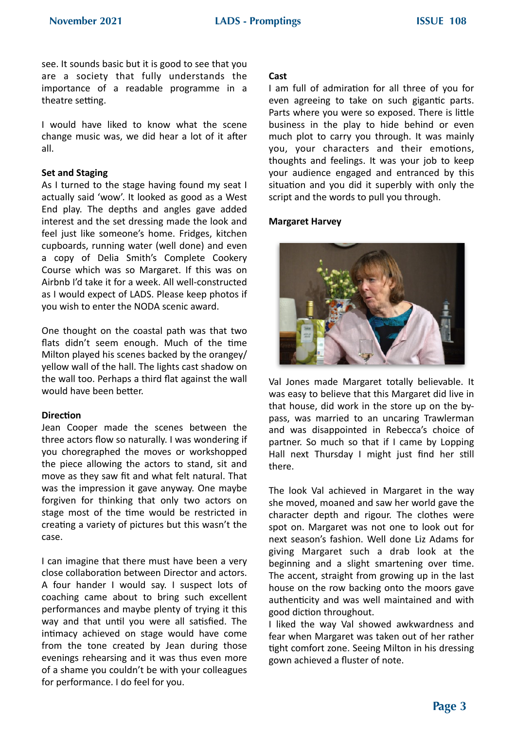see. It sounds basic but it is good to see that you are a society that fully understands the importance of a readable programme in a theatre setting.

I would have liked to know what the scene change music was, we did hear a lot of it after all.

**Set and Staging**

As I turned to the stage having found my seat I actually said 'wow'. It looked as good as a West End play. The depths and angles gave added interest and the set dressing made the look and feel just like someone's home. Fridges, kitchen cupboards, running water (well done) and even a copy of Delia Smith's Complete Cookery Course which was so Margaret. If this was on Airbnb I'd take it for a week. All well-constructed as I would expect of LADS. Please keep photos if you wish to enter the NODA scenic award.

One thought on the coastal path was that two flats didn't seem enough. Much of the time Milton played his scenes backed by the orangey/ yellow wall of the hall. The lights cast shadow on the wall too. Perhaps a third flat against the wall would have been better.

**Direction**

Jean Cooper made the scenes between the three actors flow so naturally. I was wondering if you choregraphed the moves or workshopped the piece allowing the actors to stand, sit and move as they saw fit and what felt natural. That was the impression it gave anyway. One maybe forgiven for thinking that only two actors on stage most of the time would be restricted in creating a variety of pictures but this wasn't the case.

I can imagine that there must have been a very close collaboration between Director and actors. A four hander I would say. I suspect lots of coaching came about to bring such excellent performances and maybe plenty of trying it this way and that until you were all satisfied. The intimacy achieved on stage would have come from the tone created by Jean during those evenings rehearsing and it was thus even more of a shame you couldn't be with your colleagues for performance. I do feel for you.

**Cast**

I am full of admiration for all three of you for even agreeing to take on such gigantic parts. Parts where you were so exposed. There is little business in the play to hide behind or even much plot to carry you through. It was mainly you, your characters and their emotions, thoughts and feelings. It was your job to keep your audience engaged and entranced by this situation and you did it superbly with only the script and the words to pull you through.

**Margaret Harvey**

Val Jones made Margaret totally believable. It was easy to believe that this Margaret did live in that house, did work in the store up on the by-pass, was married to an uncaring Trawlerman and was disappointed in Rebecca's choice of partner. So much so that if I came by Lopping Hall next Thursday I might just find her still there.

The look Val achieved in Margaret in the way she moved, moaned and saw her world gave the character depth and rigour. The clothes were spot on. Margaret was not one to look out for next season's fashion. Well done Liz Adams for giving Margaret such a drab look at the beginning and a slight smartening over time. The accent, straight from growing up in the last house on the row backing onto the moors gave authenticity and was well maintained and with good diction throughout.

I liked the way Val showed awkwardness and fear when Margaret was taken out of her rather tight comfort zone. Seeing Milton in his dressing gown achieved a fluster of note.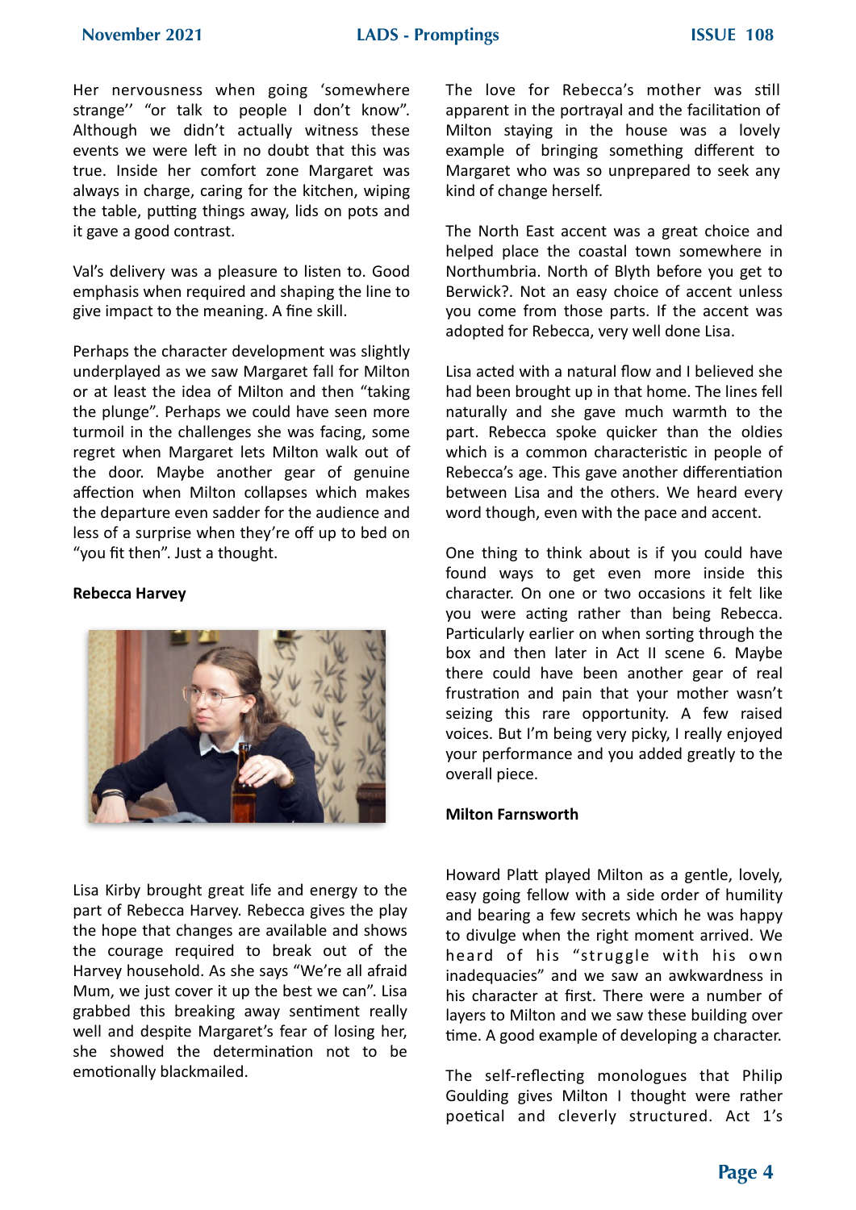Her nervousness when going 'somewhere strange'' "or talk to people I don't know". Although we didn't actually witness these events we were left in no doubt that this was true. Inside her comfort zone Margaret was always in charge, caring for the kitchen, wiping the table, putting things away, lids on pots and it gave a good contrast.

Val's delivery was a pleasure to listen to. Good emphasis when required and shaping the line to give impact to the meaning. A fine skill.

Perhaps the character development was slightly underplayed as we saw Margaret fall for Milton or at least the idea of Milton and then "taking the plunge". Perhaps we could have seen more turmoil in the challenges she was facing, some regret when Margaret lets Milton walk out of the door. Maybe another gear of genuine affection when Milton collapses which makes the departure even sadder for the audience and less of a surprise when they're off up to bed on "you fit then". Just a thought.

**Rebecca Harvey**

Lisa Kirby brought great life and energy to the part of Rebecca Harvey. Rebecca gives the play the hope that changes are available and shows the courage required to break out of the Harvey household. As she says "We're all afraid Mum, we just cover it up the best we can". Lisa grabbed this breaking away sentiment really well and despite Margaret's fear of losing her, she showed the determination not to be emotionally blackmailed.

The love for Rebecca's mother was still apparent in the portrayal and the facilitation of Milton staying in the house was a lovely example of bringing something different to Margaret who was so unprepared to seek any kind of change herself.

The North East accent was a great choice and helped place the coastal town somewhere in Northumbria. North of Blyth before you get to Berwick?. Not an easy choice of accent unless you come from those parts. If the accent was adopted for Rebecca, very well done Lisa.

Lisa acted with a natural flow and I believed she had been brought up in that home. The lines fell naturally and she gave much warmth to the part. Rebecca spoke quicker than the oldies which is a common characteristic in people of Rebecca's age. This gave another differentiation between Lisa and the others. We heard every word though, even with the pace and accent.

One thing to think about is if you could have found ways to get even more inside this character. On one or two occasions it felt like you were acting rather than being Rebecca. Particularly earlier on when sorting through the box and then later in Act II scene 6. Maybe there could have been another gear of real frustration and pain that your mother wasn't seizing this rare opportunity. A few raised voices. But I'm being very picky, I really enjoyed your performance and you added greatly to the overall piece.

**Milton Farnsworth**

Howard Platt played Milton as a gentle, lovely, easy going fellow with a side order of humility and bearing a few secrets which he was happy to divulge when the right moment arrived. We heard of his "struggle with his own inadequacies" and we saw an awkwardness in his character at first. There were a number of layers to Milton and we saw these building over time. A good example of developing a character.

The self-reflecting monologues that Philip Goulding gives Milton I thought were rather poetical and cleverly structured. Act 1's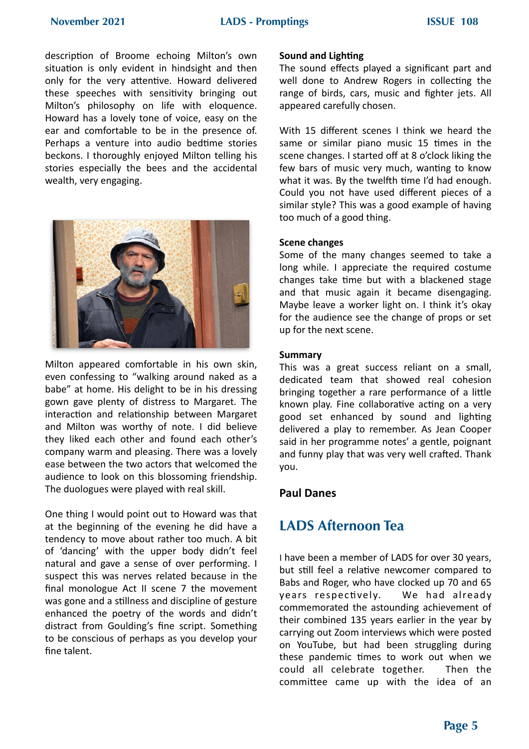description of Broome echoing Milton's own situation is only evident in hindsight and then only for the very attentive. Howard delivered these speeches with sensitivity bringing out Milton's philosophy on life with eloquence. Howard has a lovely tone of voice, easy on the ear and comfortable to be in the presence of. Perhaps a venture into audio bedtime stories beckons. I thoroughly enjoyed Milton telling his stories especially the bees and the accidental wealth, very engaging.

Milton appeared comfortable in his own skin, even confessing to "walking around naked as a babe" at home. His delight to be in his dressing gown gave plenty of distress to Margaret. The interaction and relationship between Margaret and Milton was worthy of note. I did believe they liked each other and found each other's company warm and pleasing. There was a lovely ease between the two actors that welcomed the audience to look on this blossoming friendship. The duologues were played with real skill.

One thing I would point out to Howard was that at the beginning of the evening he did have a tendency to move about rather too much. A bit of 'dancing' with the upper body didn't feel natural and gave a sense of over performing. I suspect this was nerves related because in the final monologue Act II scene 7 the movement was gone and a stillness and discipline of gesture enhanced the poetry of the words and didn't distract from Goulding's fine script. Something to be conscious of perhaps as you develop your fine talent.

**Sound and Lighting**

The sound effects played a significant part and well done to Andrew Rogers in collecting the range of birds, cars, music and fighter jets. All appeared carefully chosen.

With 15 different scenes I think we heard the same or similar piano music 15 times in the scene changes. I started off at 8 o'clock liking the few bars of music very much, wanting to know what it was. By the twelfth time I'd had enough. Could you not have used different pieces of a similar style? This was a good example of having too much of a good thing.

**Scene changes**

Some of the many changes seemed to take a long while. I appreciate the required costume changes take time but with a blackened stage and that music again it became disengaging. Maybe leave a worker light on. I think it's okay for the audience see the change of props or set up for the next scene.

**Summary**

This was a great success reliant on a small, dedicated team that showed real cohesion bringing together a rare performance of a little known play. Fine collaborative acting on a very good set enhanced by sound and lighting delivered a play to remember. As Jean Cooper said in her programme notes' a gentle, poignant and funny play that was very well crafted. Thank you.

**Paul Danes**

## LADS Afternoon Tea

I have been a member of LADS for over 30 years, but still feel a relative newcomer compared to Babs and Roger, who have clocked up 70 and 65 years respectively. We had already commemorated the astounding achievement of their combined 135 years earlier in the year by carrying out Zoom interviews which were posted on YouTube, but had been struggling during these pandemic times to work out when we could all celebrate together. Then the committee came up with the idea of an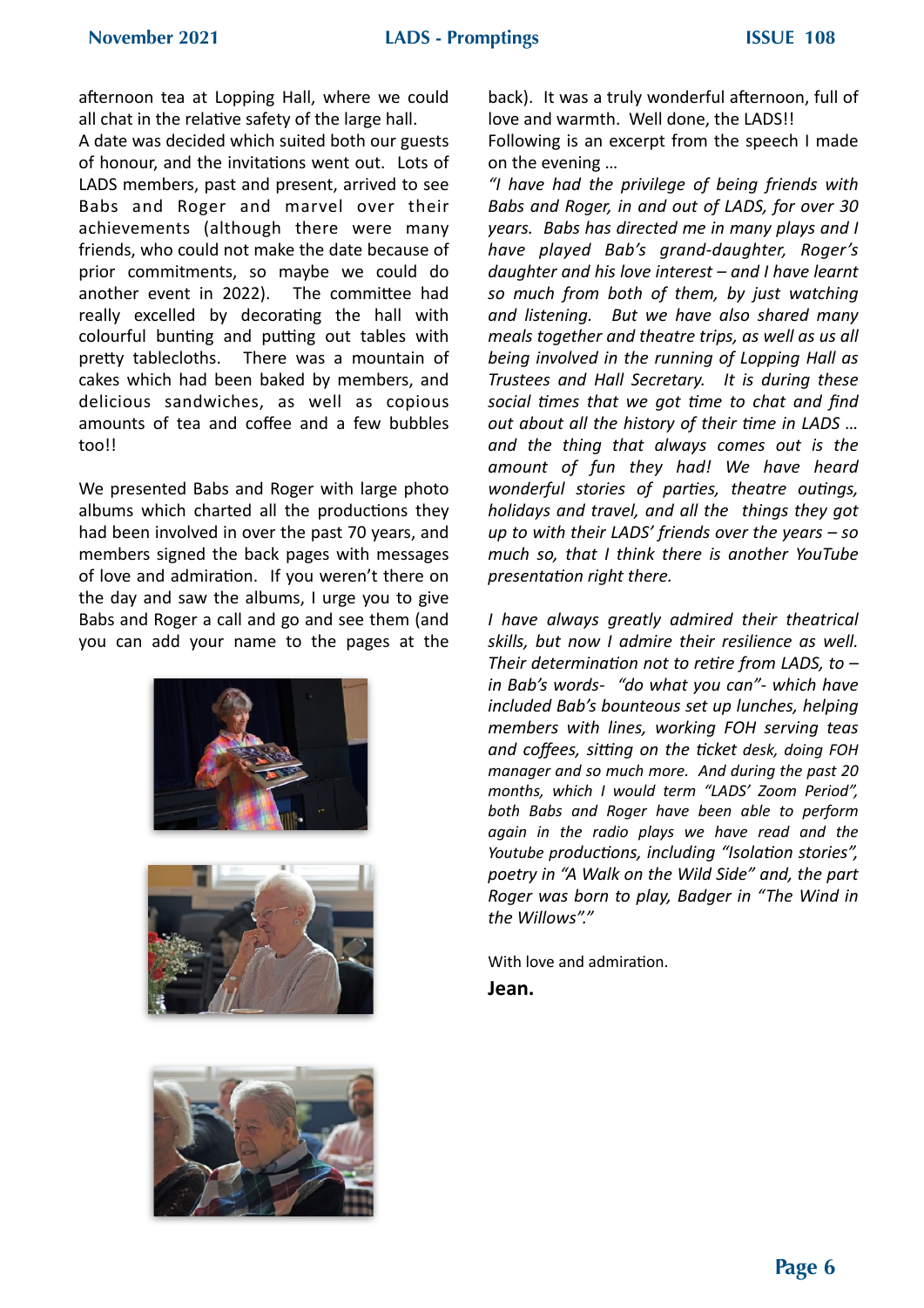afternoon tea at Lopping Hall, where we could all chat in the relative safety of the large hall.
A date was decided which suited both our guests of honour, and the invitations went out. Lots of LADS members, past and present, arrived to see Babs and Roger and marvel over their achievements (although there were many friends, who could not make the date because of prior commitments, so maybe we could do another event in 2022). The committee had really excelled by decorating the hall with colourful bunting and putting out tables with pretty tablecloths. There was a mountain of cakes which had been baked by members, and delicious sandwiches, as well as copious amounts of tea and coffee and a few bubbles too!!

We presented Babs and Roger with large photo albums which charted all the productions they had been involved in over the past 70 years, and members signed the back pages with messages of love and admiration. If you weren't there on the day and saw the albums, I urge you to give Babs and Roger a call and go and see them (and you can add your name to the pages at the back). It was a truly wonderful afternoon, full of love and warmth. Well done, the LADS!!
Following is an excerpt from the speech I made on the evening …

*"I have had the privilege of being friends with Babs and Roger, in and out of LADS, for over 30 years. Babs has directed me in many plays and I have played Bab's grand-daughter, Roger's daughter and his love interest – and I have learnt so much from both of them, by just watching and listening. But we have also shared many meals together and theatre trips, as well as us all being involved in the running of Lopping Hall as Trustees and Hall Secretary. It is during these social times that we got time to chat and find out about all the history of their time in LADS … and the thing that always comes out is the amount of fun they had! We have heard wonderful stories of parties, theatre outings, holidays and travel, and all the things they got up to with their LADS' friends over the years – so much so, that I think there is another YouTube presentation right there.*

*I have always greatly admired their theatrical skills, but now I admire their resilience as well. Their determination not to retire from LADS, to – in Bab's words- "do what you can"- which have included Bab's bounteous set up lunches, helping members with lines, working FOH serving teas and coffees, sitting on the ticket desk, doing FOH manager and so much more. And during the past 20 months, which I would term "LADS' Zoom Period", both Babs and Roger have been able to perform again in the radio plays we have read and the Youtube productions, including "Isolation stories", poetry in "A Walk on the Wild Side" and, the part Roger was born to play, Badger in "The Wind in the Willows"."*

With love and admiration.

**Jean.**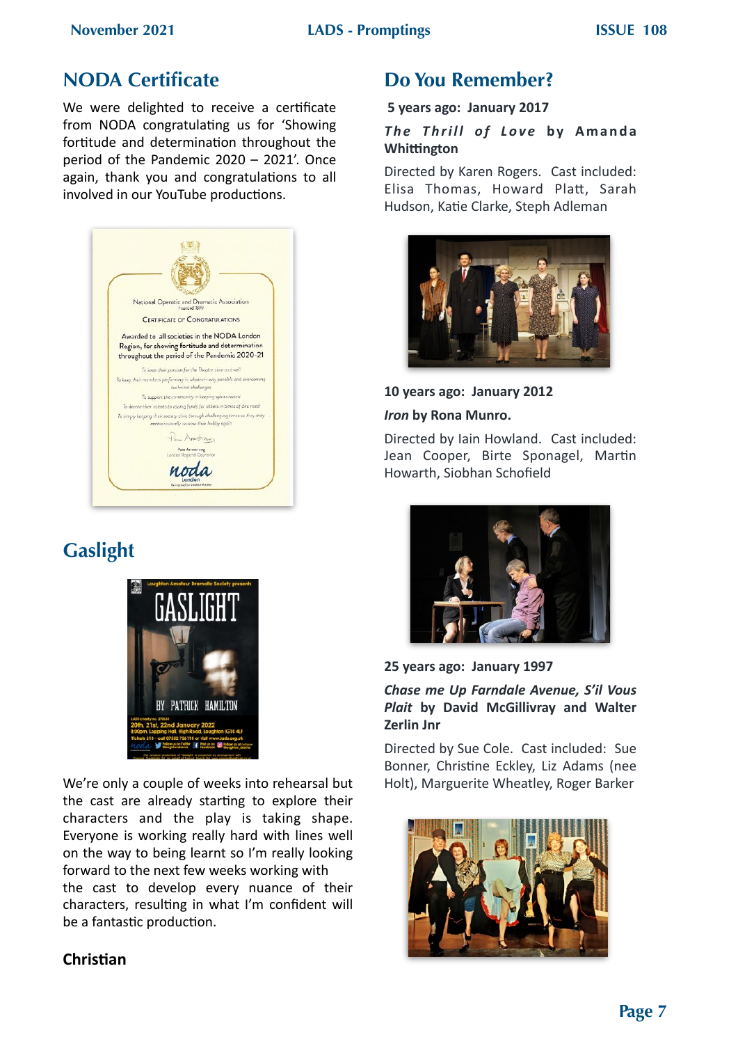## NODA Certificate

We were delighted to receive a certificate from NODA congratulating us for 'Showing fortitude and determination throughout the period of the Pandemic 2020 – 2021'. Once again, thank you and congratulations to all involved in our YouTube productions.

## Gaslight

We're only a couple of weeks into rehearsal but the cast are already starting to explore their characters and the play is taking shape. Everyone is working really hard with lines well on the way to being learnt so I'm really looking forward to the next few weeks working with the cast to develop every nuance of their characters, resulting in what I'm confident will be a fantastic production.

**Christian**

## Do You Remember?

**5 years ago: January 2017**

***The Thrill of Love* by Amanda Whittington**

Directed by Karen Rogers. Cast included: Elisa Thomas, Howard Platt, Sarah Hudson, Katie Clarke, Steph Adleman

**10 years ago: January 2012**

***Iron* by Rona Munro.**

Directed by Iain Howland. Cast included: Jean Cooper, Birte Sponagel, Martin Howarth, Siobhan Schofield

**25 years ago: January 1997**

***Chase me Up Farndale Avenue, S'il Vous Plait* by David McGillivray and Walter Zerlin Jnr**

Directed by Sue Cole. Cast included: Sue Bonner, Christine Eckley, Liz Adams (nee Holt), Marguerite Wheatley, Roger Barker